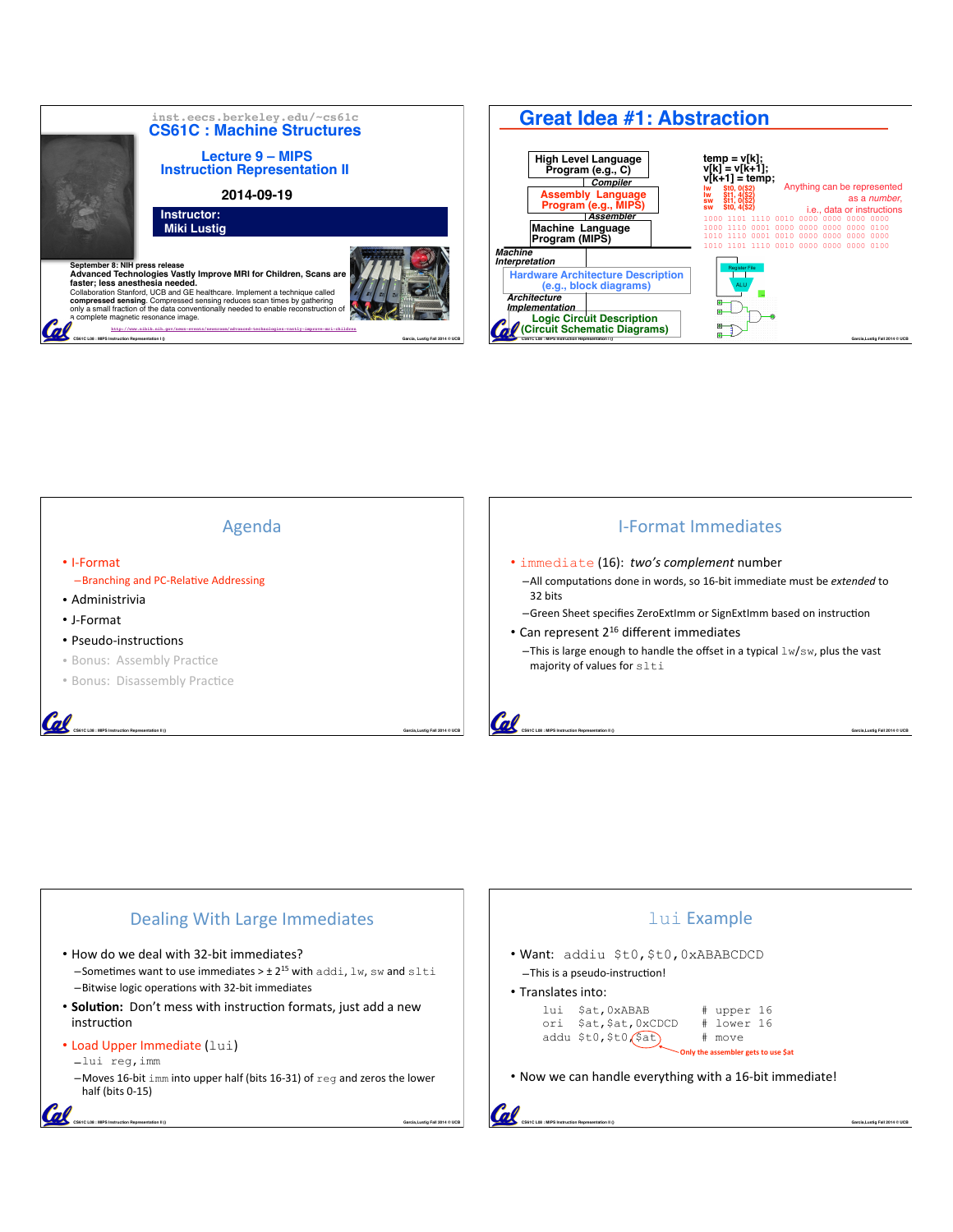inst.eecs.berkeley.edu/~cs61c

# CS61C : Machine Structures

## Lecture 9 – MIPS Instruction Representation II

2014-09-19

**Instructor:**
**Miki Lustig**

**September 8: NIH press release**
**Advanced Technologies Vastly Improve MRI for Children, Scans are faster; less anesthesia needed.**
Collaboration Stanford, UCB and GE healthcare. Implement a technique called **compressed sensing**. Compressed sensing reduces scan times by gathering only a small fraction of the data conventionally needed to enable reconstruction of a complete magnetic resonance image.

http://www.nibib.nih.gov/news-events/newsroom/advanced-technologies-vastly-improve-mri-children

---

# Great Idea #1: Abstraction

High Level Language Program (e.g., C)

Compiler

Assembly Language Program (e.g., MIPS)

Assembler

Machine Language Program (MIPS)

Machine Interpretation

Hardware Architecture Description (e.g., block diagrams)

Architecture Implementation

Logic Circuit Description (Circuit Schematic Diagrams)

```
temp = v[k];
v[k] = v[k+1];
v[k+1] = temp;
```

```
lw   $t0, 0($2)
lw   $t1, 4($2)
sw   $t1, 0($2)
sw   $t0, 4($2)
```

```
1000 1101 1110 0010 0000 0000 0000 0000
1000 1110 0001 0000 0000 0000 0000 0100
1010 1110 0001 0010 0000 0000 0000 0000
1010 1101 1110 0010 0000 0000 0000 0100
```

Anything can be represented as a *number*, i.e., data or instructions

---

# Agenda

- I-Format
  - Branching and PC-Relative Addressing
- Administrivia
- J-Format
- Pseudo-instructions
- Bonus: Assembly Practice
- Bonus: Disassembly Practice

---

# I-Format Immediates

- `immediate` (16): *two's complement* number
  - All computations done in words, so 16-bit immediate must be *extended* to 32 bits
  - Green Sheet specifies ZeroExtImm or SignExtImm based on instruction
- Can represent $2^{16}$ different immediates
  - This is large enough to handle the offset in a typical `lw`/`sw`, plus the vast majority of values for `slti`

---

# Dealing With Large Immediates

- How do we deal with 32-bit immediates?
  - Sometimes want to use immediates > $\pm 2^{15}$ with `addi`, `lw`, `sw` and `slti`
  - Bitwise logic operations with 32-bit immediates
- **Solution:** Don't mess with instruction formats, just add a new instruction
- Load Upper Immediate (`lui`)
  - `lui reg,imm`
  - Moves 16-bit `imm` into upper half (bits 16-31) of `reg` and zeros the lower half (bits 0-15)

---

# `lui` Example

- Want: `addiu $t0,$t0,0xABABCDCD`
  - This is a pseudo-instruction!
- Translates into:

```
lui  $at,0xABAB       # upper 16
ori  $at,$at,0xCDCD   # lower 16
addu $t0,$t0,$at      # move
```

Only the assembler gets to use $at

- Now we can handle everything with a 16-bit immediate!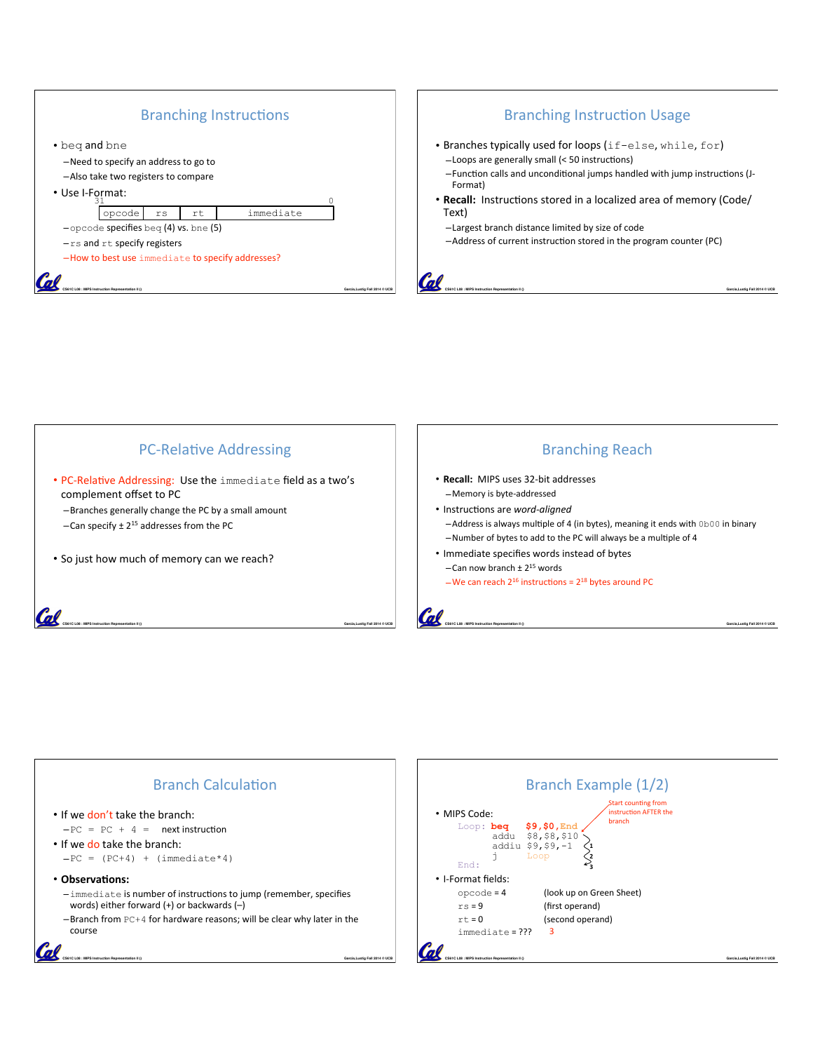## Branching Instructions

- beq and bne
  - Need to specify an address to go to
  - Also take two registers to compare
- Use I-Format:

| opcode | rs | rt | immediate |
|---|---|---|---|

(bit 31 on the left, bit 0 on the right)

  - opcode specifies beq (4) vs. bne (5)
  - rs and rt specify registers
  - How to best use immediate to specify addresses?

## Branching Instruction Usage

- Branches typically used for loops (if-else, while, for)
  - Loops are generally small (< 50 instructions)
  - Function calls and unconditional jumps handled with jump instructions (J-Format)
- **Recall:** Instructions stored in a localized area of memory (Code/Text)
  - Largest branch distance limited by size of code
  - Address of current instruction stored in the program counter (PC)

## PC-Relative Addressing

- PC-Relative Addressing: Use the immediate field as a two's complement offset to PC
  - Branches generally change the PC by a small amount
  - Can specify ± $2^{15}$ addresses from the PC
- So just how much of memory can we reach?

## Branching Reach

- **Recall:** MIPS uses 32-bit addresses
  - Memory is byte-addressed
- Instructions are *word-aligned*
  - Address is always multiple of 4 (in bytes), meaning it ends with 0b00 in binary
  - Number of bytes to add to the PC will always be a multiple of 4
- Immediate specifies words instead of bytes
  - Can now branch ± $2^{15}$ words
  - We can reach $2^{16}$ instructions = $2^{18}$ bytes around PC

## Branch Calculation

- If we don't take the branch:
  - PC = PC + 4 = next instruction
- If we do take the branch:
  - PC = (PC+4) + (immediate*4)
- **Observations:**
  - immediate is number of instructions to jump (remember, specifies words) either forward (+) or backwards (–)
  - Branch from PC+4 for hardware reasons; will be clear why later in the course

## Branch Example (1/2)

- MIPS Code:

```
Loop: beq   $9,$0,End
      addu  $8,$8,$10
      addiu $9,$9,-1
      j     Loop
End:
```

Start counting from instruction AFTER the branch (1, 2, 3)

- I-Format fields:
  - opcode = 4 (look up on Green Sheet)
  - rs = 9 (first operand)
  - rt = 0 (second operand)
  - immediate = ??? 3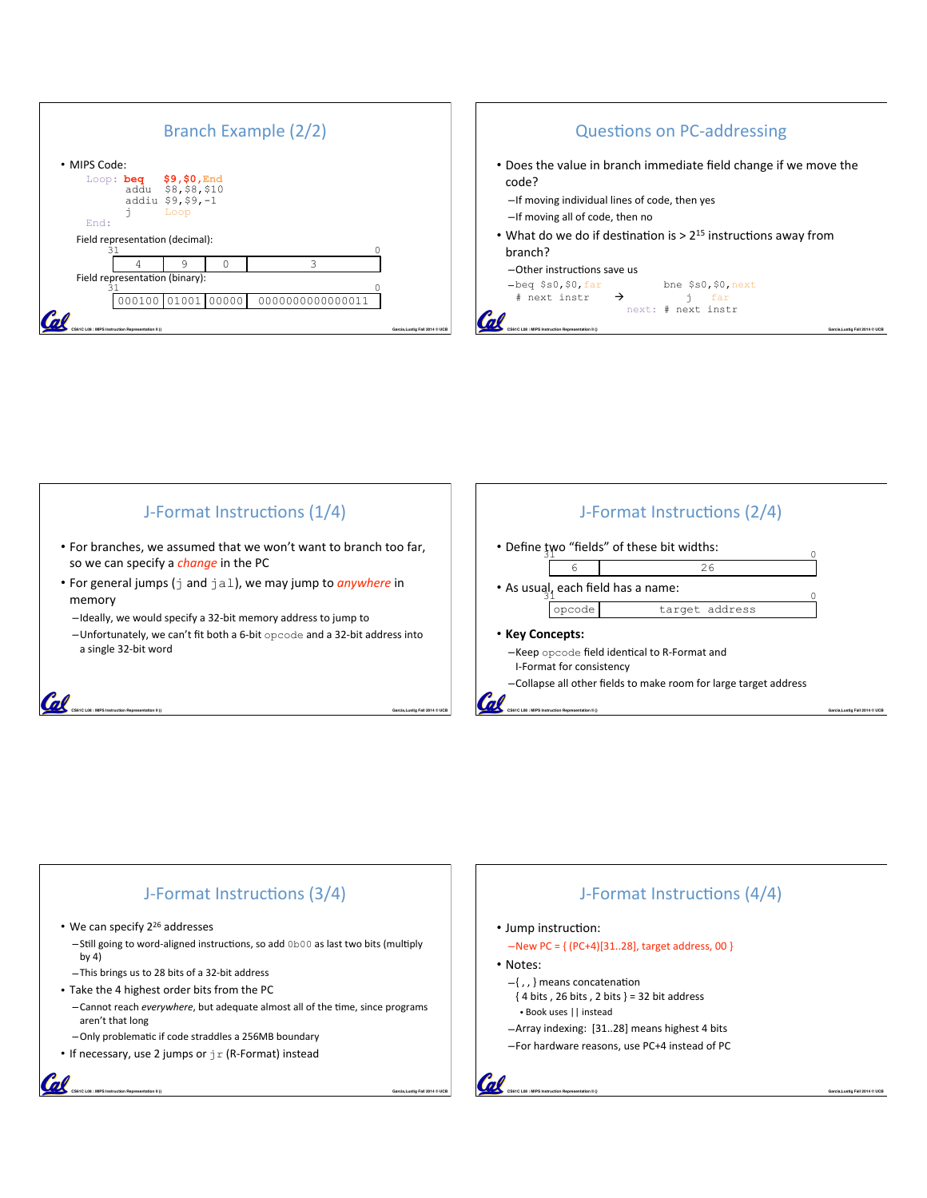## Branch Example (2/2)

- MIPS Code:

```
Loop: beq   $9,$0,End
      addu  $8,$8,$10
      addiu $9,$9,-1
      j     Loop
End:
```

Field representation (decimal):

| 31 | | | 0 |
|---|---|---|---|
| 4 | 9 | 0 | 3 |

Field representation (binary):

| 31 | | | 0 |
|---|---|---|---|
| 000100 | 01001 | 00000 | 0000000000000011 |

## Questions on PC-addressing

- Does the value in branch immediate field change if we move the code?
  - If moving individual lines of code, then yes
  - If moving all of code, then no
- What do we do if destination is > $2^{15}$ instructions away from branch?
  - Other instructions save us
  - beq $s0,$0,far → bne $s0,$0,next

```
beq $s0,$0,far         bne $s0,$0,next
# next instr     →     j   far
                 next: # next instr
```

## J-Format Instructions (1/4)

- For branches, we assumed that we won't want to branch too far, so we can specify a *change* in the PC
- For general jumps (`j` and `jal`), we may jump to *anywhere* in memory
  - Ideally, we would specify a 32-bit memory address to jump to
  - Unfortunately, we can't fit both a 6-bit `opcode` and a 32-bit address into a single 32-bit word

## J-Format Instructions (2/4)

- Define two "fields" of these bit widths:

| 31 | 0 |
|---|---|
| 6 | 26 |

- As usual, each field has a name:

| 31 | 0 |
|---|---|
| opcode | target address |

- **Key Concepts:**
  - Keep `opcode` field identical to R-Format and I-Format for consistency
  - Collapse all other fields to make room for large target address

## J-Format Instructions (3/4)

- We can specify $2^{26}$ addresses
  - Still going to word-aligned instructions, so add `0b00` as last two bits (multiply by 4)
  - This brings us to 28 bits of a 32-bit address
- Take the 4 highest order bits from the PC
  - Cannot reach *everywhere*, but adequate almost all of the time, since programs aren't that long
  - Only problematic if code straddles a 256MB boundary
- If necessary, use 2 jumps or `jr` (R-Format) instead

## J-Format Instructions (4/4)

- Jump instruction:
  - New PC = { (PC+4)[31..28], target address, 00 }
- Notes:
  - { , , } means concatenation
    { 4 bits , 26 bits , 2 bits } = 32 bit address
    - Book uses || instead
  - Array indexing: [31..28] means highest 4 bits
  - For hardware reasons, use PC+4 instead of PC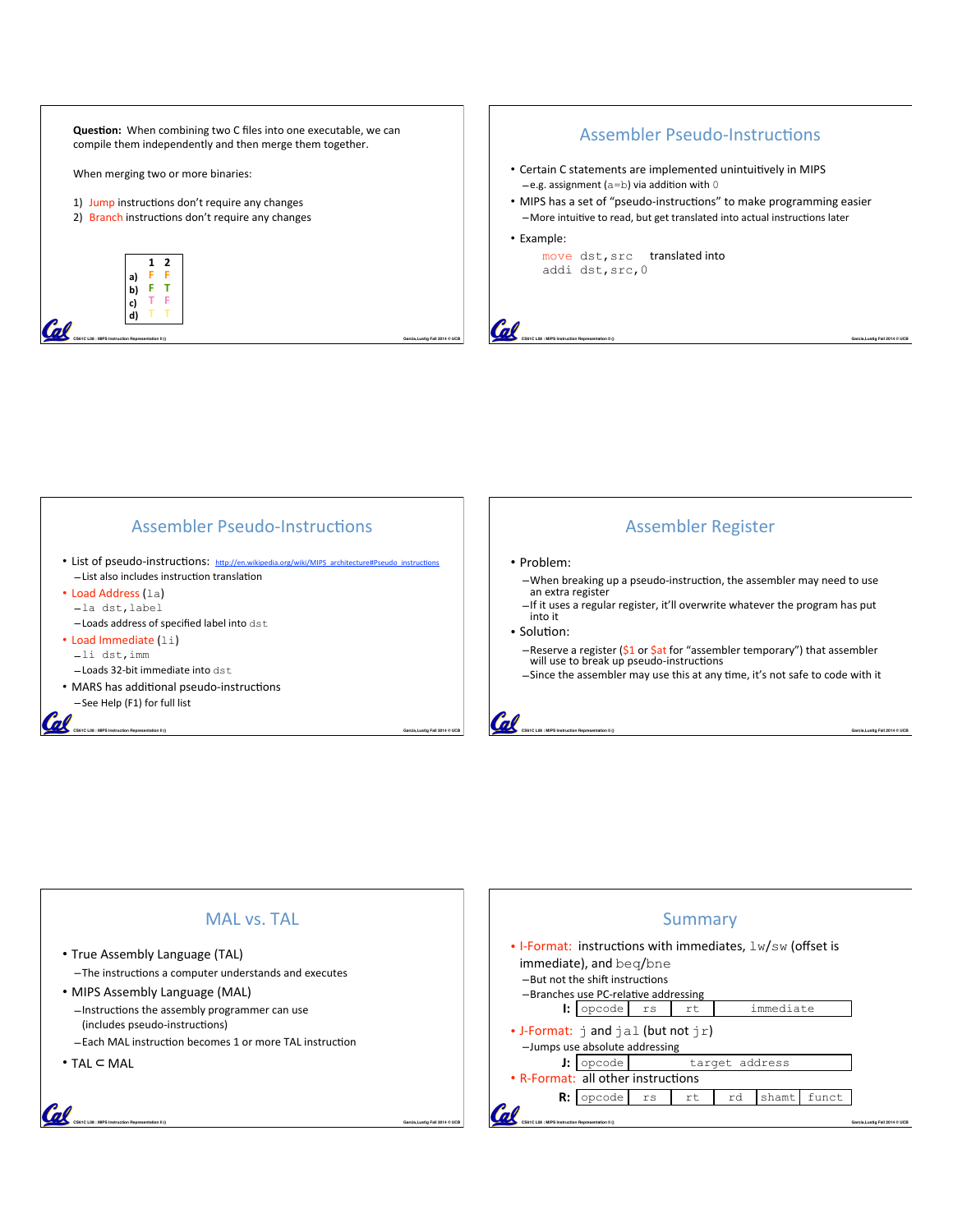**Question:** When combining two C files into one executable, we can compile them independently and then merge them together.

When merging two or more binaries:

1) Jump instructions don't require any changes
2) Branch instructions don't require any changes

| | 1 | 2 |
|---|---|---|
| a) | F | F |
| b) | F | T |
| c) | T | F |
| d) | T | T |

## Assembler Pseudo-Instructions

- Certain C statements are implemented unintuitively in MIPS
  - e.g. assignment (`a=b`) via addition with `0`
- MIPS has a set of "pseudo-instructions" to make programming easier
  - More intuitive to read, but get translated into actual instructions later
- Example:

```
move dst,src    translated into
addi dst,src,0
```

## Assembler Pseudo-Instructions

- List of pseudo-instructions: http://en.wikipedia.org/wiki/MIPS_architecture#Pseudo_instructions
  - List also includes instruction translation
- Load Address (`la`)
  - `la dst,label`
  - Loads address of specified label into `dst`
- Load Immediate (`li`)
  - `li dst,imm`
  - Loads 32-bit immediate into `dst`
- MARS has additional pseudo-instructions
  - See Help (F1) for full list

## Assembler Register

- Problem:
  - When breaking up a pseudo-instruction, the assembler may need to use an extra register
  - If it uses a regular register, it'll overwrite whatever the program has put into it
- Solution:
  - Reserve a register ($1 or $at for "assembler temporary") that assembler will use to break up pseudo-instructions
  - Since the assembler may use this at any time, it's not safe to code with it

## MAL vs. TAL

- True Assembly Language (TAL)
  - The instructions a computer understands and executes
- MIPS Assembly Language (MAL)
  - Instructions the assembly programmer can use (includes pseudo-instructions)
  - Each MAL instruction becomes 1 or more TAL instruction
- TAL ⊂ MAL

## Summary

- I-Format: instructions with immediates, `lw`/`sw` (offset is immediate), and `beq`/`bne`
  - But not the shift instructions
  - Branches use PC-relative addressing

| I: | opcode | rs | rt | immediate |
|---|---|---|---|---|

- J-Format: `j` and `jal` (but not `jr`)
  - Jumps use absolute addressing

| J: | opcode | target address |
|---|---|---|

- R-Format: all other instructions

| R: | opcode | rs | rt | rd | shamt | funct |
|---|---|---|---|---|---|---|